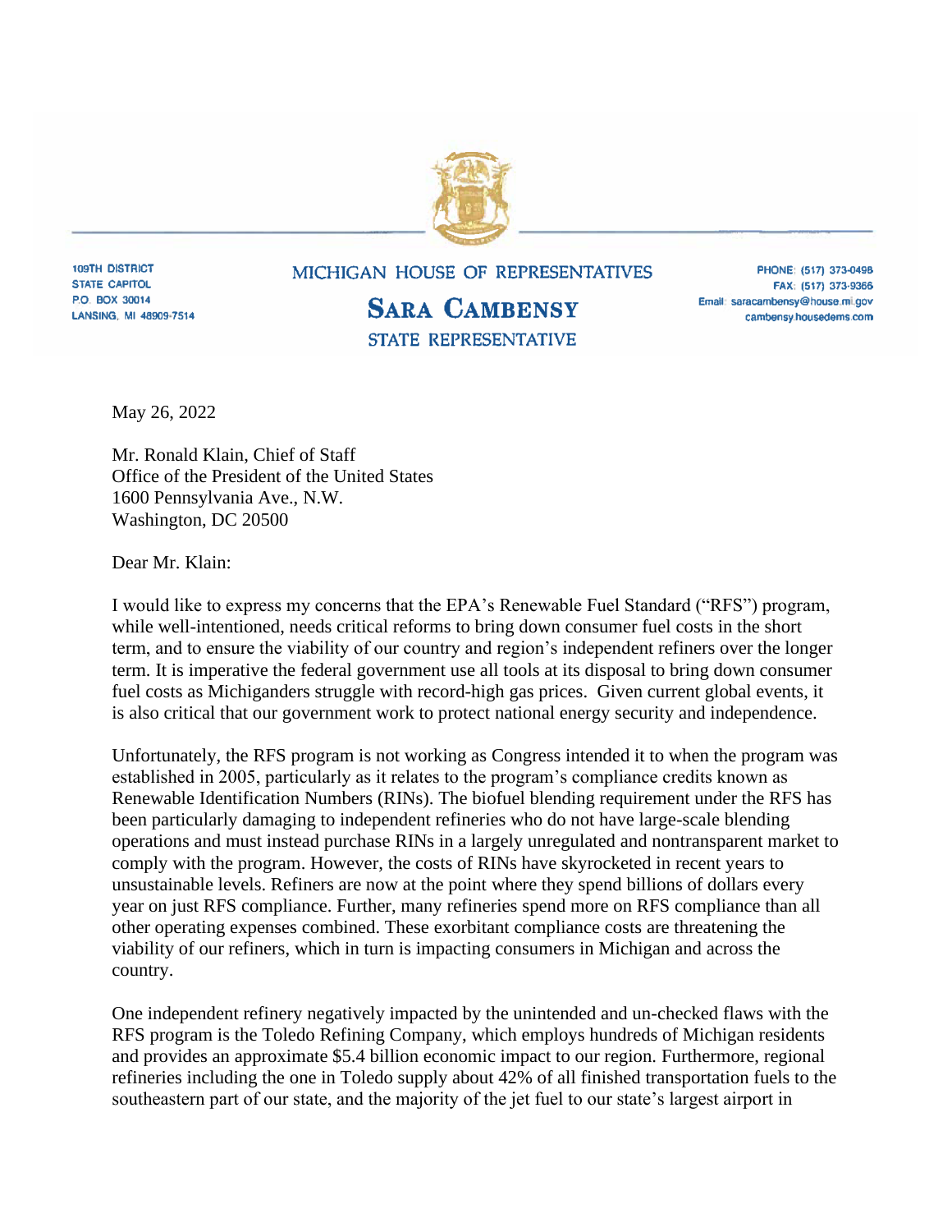109TH DISTRICT
STATE CAPITOL
P.O. BOX 30014
LANSING, MI 48909-7514

MICHIGAN HOUSE OF REPRESENTATIVES

**SARA CAMBENSY**

STATE REPRESENTATIVE

PHONE: (517) 373-0498
FAX: (517) 373-9366
Email: saracambensy@house.mi.gov
cambensy.housedems.com

May 26, 2022

Mr. Ronald Klain, Chief of Staff
Office of the President of the United States
1600 Pennsylvania Ave., N.W.
Washington, DC 20500

Dear Mr. Klain:

I would like to express my concerns that the EPA's Renewable Fuel Standard ("RFS") program, while well-intentioned, needs critical reforms to bring down consumer fuel costs in the short term, and to ensure the viability of our country and region's independent refiners over the longer term. It is imperative the federal government use all tools at its disposal to bring down consumer fuel costs as Michiganders struggle with record-high gas prices. Given current global events, it is also critical that our government work to protect national energy security and independence.

Unfortunately, the RFS program is not working as Congress intended it to when the program was established in 2005, particularly as it relates to the program's compliance credits known as Renewable Identification Numbers (RINs). The biofuel blending requirement under the RFS has been particularly damaging to independent refineries who do not have large-scale blending operations and must instead purchase RINs in a largely unregulated and nontransparent market to comply with the program. However, the costs of RINs have skyrocketed in recent years to unsustainable levels. Refiners are now at the point where they spend billions of dollars every year on just RFS compliance. Further, many refineries spend more on RFS compliance than all other operating expenses combined. These exorbitant compliance costs are threatening the viability of our refiners, which in turn is impacting consumers in Michigan and across the country.

One independent refinery negatively impacted by the unintended and un-checked flaws with the RFS program is the Toledo Refining Company, which employs hundreds of Michigan residents and provides an approximate $5.4 billion economic impact to our region. Furthermore, regional refineries including the one in Toledo supply about 42% of all finished transportation fuels to the southeastern part of our state, and the majority of the jet fuel to our state's largest airport in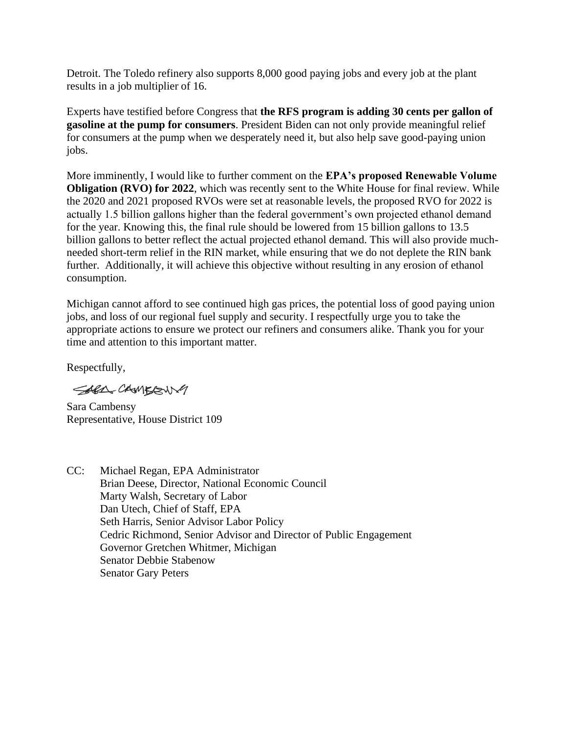Detroit. The Toledo refinery also supports 8,000 good paying jobs and every job at the plant results in a job multiplier of 16.

Experts have testified before Congress that **the RFS program is adding 30 cents per gallon of gasoline at the pump for consumers**. President Biden can not only provide meaningful relief for consumers at the pump when we desperately need it, but also help save good-paying union jobs.

More imminently, I would like to further comment on the **EPA's proposed Renewable Volume Obligation (RVO) for 2022**, which was recently sent to the White House for final review. While the 2020 and 2021 proposed RVOs were set at reasonable levels, the proposed RVO for 2022 is actually 1.5 billion gallons higher than the federal government's own projected ethanol demand for the year. Knowing this, the final rule should be lowered from 15 billion gallons to 13.5 billion gallons to better reflect the actual projected ethanol demand. This will also provide much-needed short-term relief in the RIN market, while ensuring that we do not deplete the RIN bank further. Additionally, it will achieve this objective without resulting in any erosion of ethanol consumption.

Michigan cannot afford to see continued high gas prices, the potential loss of good paying union jobs, and loss of our regional fuel supply and security. I respectfully urge you to take the appropriate actions to ensure we protect our refiners and consumers alike. Thank you for your time and attention to this important matter.

Respectfully,

Sara Cambensy
Representative, House District 109

CC: Michael Regan, EPA Administrator
Brian Deese, Director, National Economic Council
Marty Walsh, Secretary of Labor
Dan Utech, Chief of Staff, EPA
Seth Harris, Senior Advisor Labor Policy
Cedric Richmond, Senior Advisor and Director of Public Engagement
Governor Gretchen Whitmer, Michigan
Senator Debbie Stabenow
Senator Gary Peters